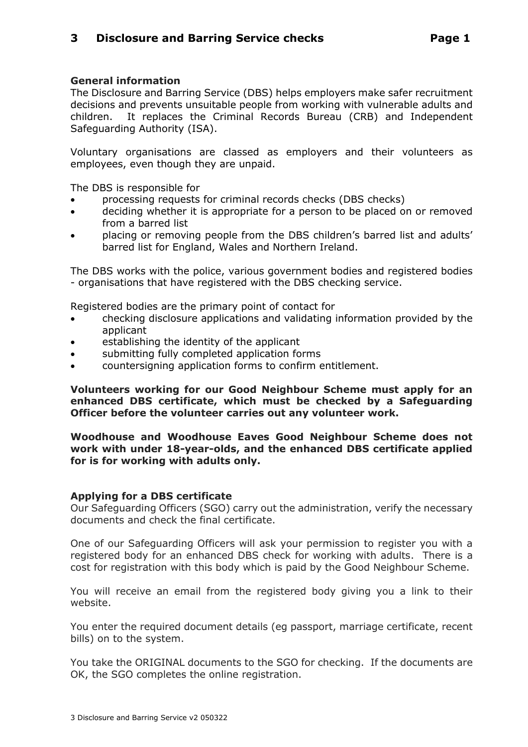# 3 Disclosure and Barring Service checks

## General information

The Disclosure and Barring Service (DBS) helps employers make safer recruitment decisions and prevents unsuitable people from working with vulnerable adults and children. It replaces the Criminal Records Bureau (CRB) and Independent Safeguarding Authority (ISA).

Voluntary organisations are classed as employers and their volunteers as employees, even though they are unpaid.

The DBS is responsible for

- processing requests for criminal records checks (DBS checks)
- deciding whether it is appropriate for a person to be placed on or removed from a barred list
- placing or removing people from the DBS children's barred list and adults' barred list for England, Wales and Northern Ireland.

The DBS works with the police, various government bodies and registered bodies - organisations that have registered with the DBS checking service.

Registered bodies are the primary point of contact for

- checking disclosure applications and validating information provided by the applicant
- establishing the identity of the applicant
- submitting fully completed application forms
- countersigning application forms to confirm entitlement.

**Volunteers working for our Good Neighbour Scheme must apply for an enhanced DBS certificate, which must be checked by a Safeguarding Officer before the volunteer carries out any volunteer work.**

**Woodhouse and Woodhouse Eaves Good Neighbour Scheme does not work with under 18-year-olds, and the enhanced DBS certificate applied for is for working with adults only.**

## Applying for a DBS certificate

Our Safeguarding Officers (SGO) carry out the administration, verify the necessary documents and check the final certificate.

One of our Safeguarding Officers will ask your permission to register you with a registered body for an enhanced DBS check for working with adults. There is a cost for registration with this body which is paid by the Good Neighbour Scheme.

You will receive an email from the registered body giving you a link to their website.

You enter the required document details (eg passport, marriage certificate, recent bills) on to the system.

You take the ORIGINAL documents to the SGO for checking. If the documents are OK, the SGO completes the online registration.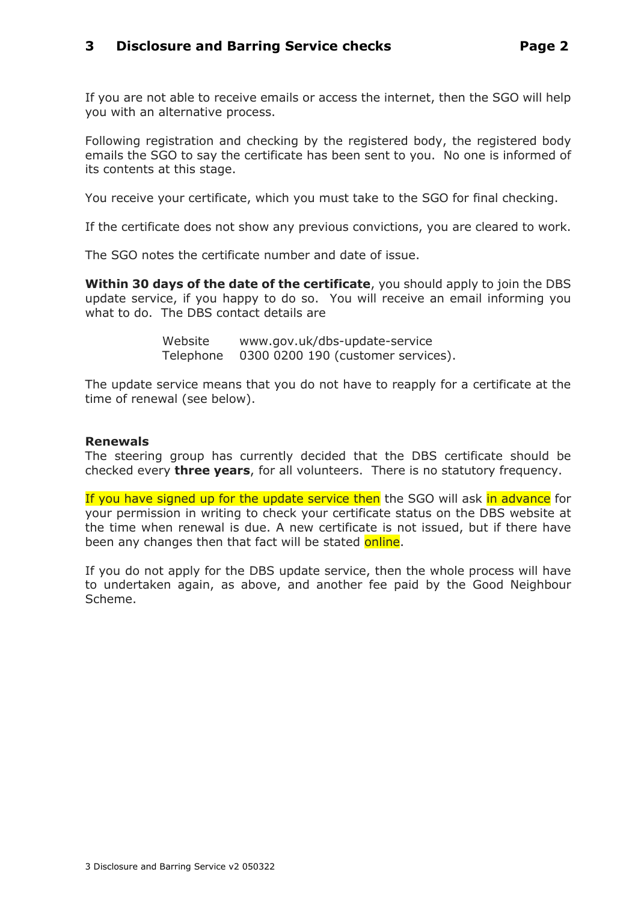If you are not able to receive emails or access the internet, then the SGO will help you with an alternative process.

Following registration and checking by the registered body, the registered body emails the SGO to say the certificate has been sent to you. No one is informed of its contents at this stage.

You receive your certificate, which you must take to the SGO for final checking.

If the certificate does not show any previous convictions, you are cleared to work.

The SGO notes the certificate number and date of issue.

**Within 30 days of the date of the certificate**, you should apply to join the DBS update service, if you happy to do so. You will receive an email informing you what to do. The DBS contact details are

| | |
|---|---|
| Website | www.gov.uk/dbs-update-service |
| Telephone | 0300 0200 190 (customer services). |

The update service means that you do not have to reapply for a certificate at the time of renewal (see below).

**Renewals**

The steering group has currently decided that the DBS certificate should be checked every **three years**, for all volunteers. There is no statutory frequency.

If you have signed up for the update service then the SGO will ask in advance for your permission in writing to check your certificate status on the DBS website at the time when renewal is due. A new certificate is not issued, but if there have been any changes then that fact will be stated online.

If you do not apply for the DBS update service, then the whole process will have to undertaken again, as above, and another fee paid by the Good Neighbour Scheme.